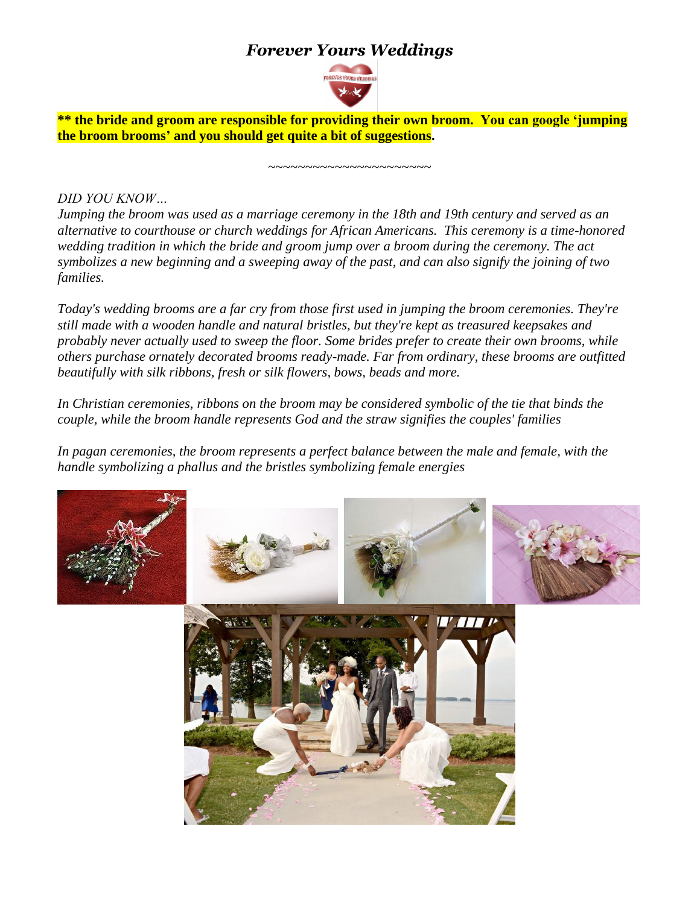# *Forever Yours Weddings*

**** the bride and groom are responsible for providing their own broom. You can google 'jumping the broom brooms' and you should get quite a bit of suggestions.**

~~~~~~~~~~~~~~~~~~~~~~

*DID YOU KNOW…*

*Jumping the broom was used as a marriage ceremony in the 18th and 19th century and served as an alternative to courthouse or church weddings for African Americans. This ceremony is a time-honored wedding tradition in which the bride and groom jump over a broom during the ceremony. The act symbolizes a new beginning and a sweeping away of the past, and can also signify the joining of two families.*

*Today's wedding brooms are a far cry from those first used in jumping the broom ceremonies. They're still made with a wooden handle and natural bristles, but they're kept as treasured keepsakes and probably never actually used to sweep the floor. Some brides prefer to create their own brooms, while others purchase ornately decorated brooms ready-made. Far from ordinary, these brooms are outfitted beautifully with silk ribbons, fresh or silk flowers, bows, beads and more.*

*In Christian ceremonies, ribbons on the broom may be considered symbolic of the tie that binds the couple, while the broom handle represents God and the straw signifies the couples' families*

*In pagan ceremonies, the broom represents a perfect balance between the male and female, with the handle symbolizing a phallus and the bristles symbolizing female energies*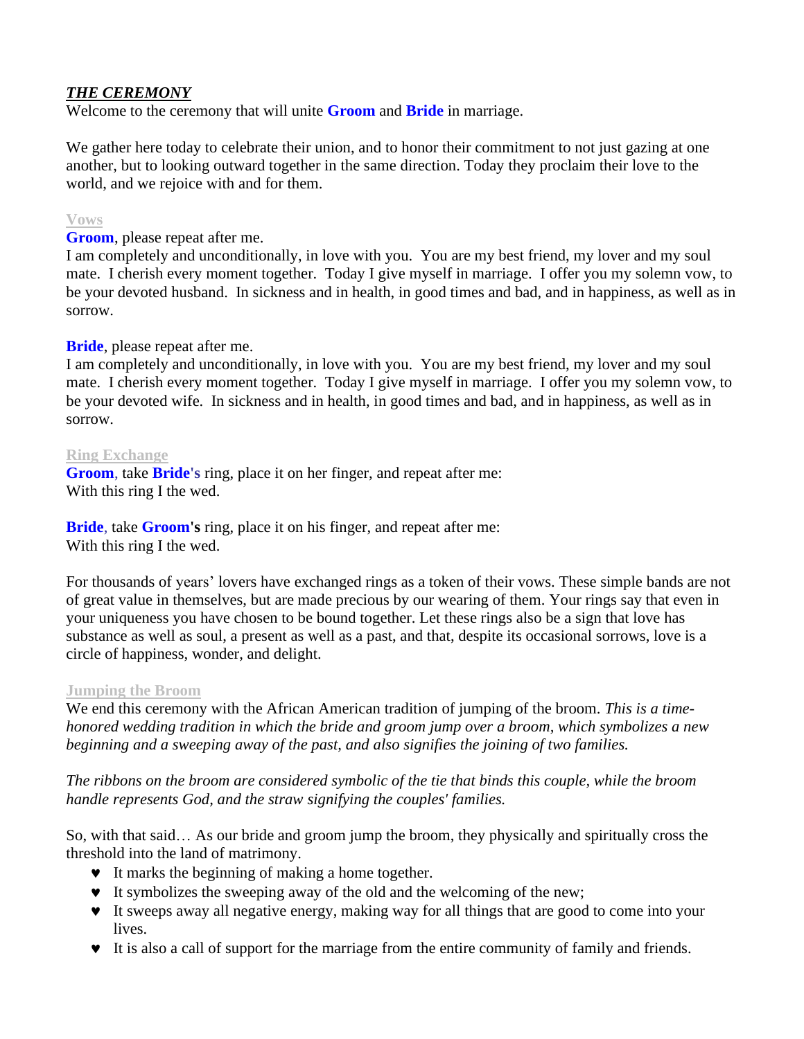***THE CEREMONY***

Welcome to the ceremony that will unite **Groom** and **Bride** in marriage.

We gather here today to celebrate their union, and to honor their commitment to not just gazing at one another, but to looking outward together in the same direction. Today they proclaim their love to the world, and we rejoice with and for them.

**Vows**

**Groom**, please repeat after me.
I am completely and unconditionally, in love with you. You are my best friend, my lover and my soul mate. I cherish every moment together. Today I give myself in marriage. I offer you my solemn vow, to be your devoted husband. In sickness and in health, in good times and bad, and in happiness, as well as in sorrow.

**Bride**, please repeat after me.
I am completely and unconditionally, in love with you. You are my best friend, my lover and my soul mate. I cherish every moment together. Today I give myself in marriage. I offer you my solemn vow, to be your devoted wife. In sickness and in health, in good times and bad, and in happiness, as well as in sorrow.

**Ring Exchange**

**Groom**, take **Bride's** ring, place it on her finger, and repeat after me:
With this ring I the wed.

**Bride**, take **Groom's** ring, place it on his finger, and repeat after me:
With this ring I the wed.

For thousands of years' lovers have exchanged rings as a token of their vows. These simple bands are not of great value in themselves, but are made precious by our wearing of them. Your rings say that even in your uniqueness you have chosen to be bound together. Let these rings also be a sign that love has substance as well as soul, a present as well as a past, and that, despite its occasional sorrows, love is a circle of happiness, wonder, and delight.

**Jumping the Broom**

We end this ceremony with the African American tradition of jumping of the broom. *This is a time-honored wedding tradition in which the bride and groom jump over a broom, which symbolizes a new beginning and a sweeping away of the past, and also signifies the joining of two families.*

*The ribbons on the broom are considered symbolic of the tie that binds this couple, while the broom handle represents God, and the straw signifying the couples' families.*

So, with that said… As our bride and groom jump the broom, they physically and spiritually cross the threshold into the land of matrimony.

- It marks the beginning of making a home together.
- It symbolizes the sweeping away of the old and the welcoming of the new;
- It sweeps away all negative energy, making way for all things that are good to come into your lives.
- It is also a call of support for the marriage from the entire community of family and friends.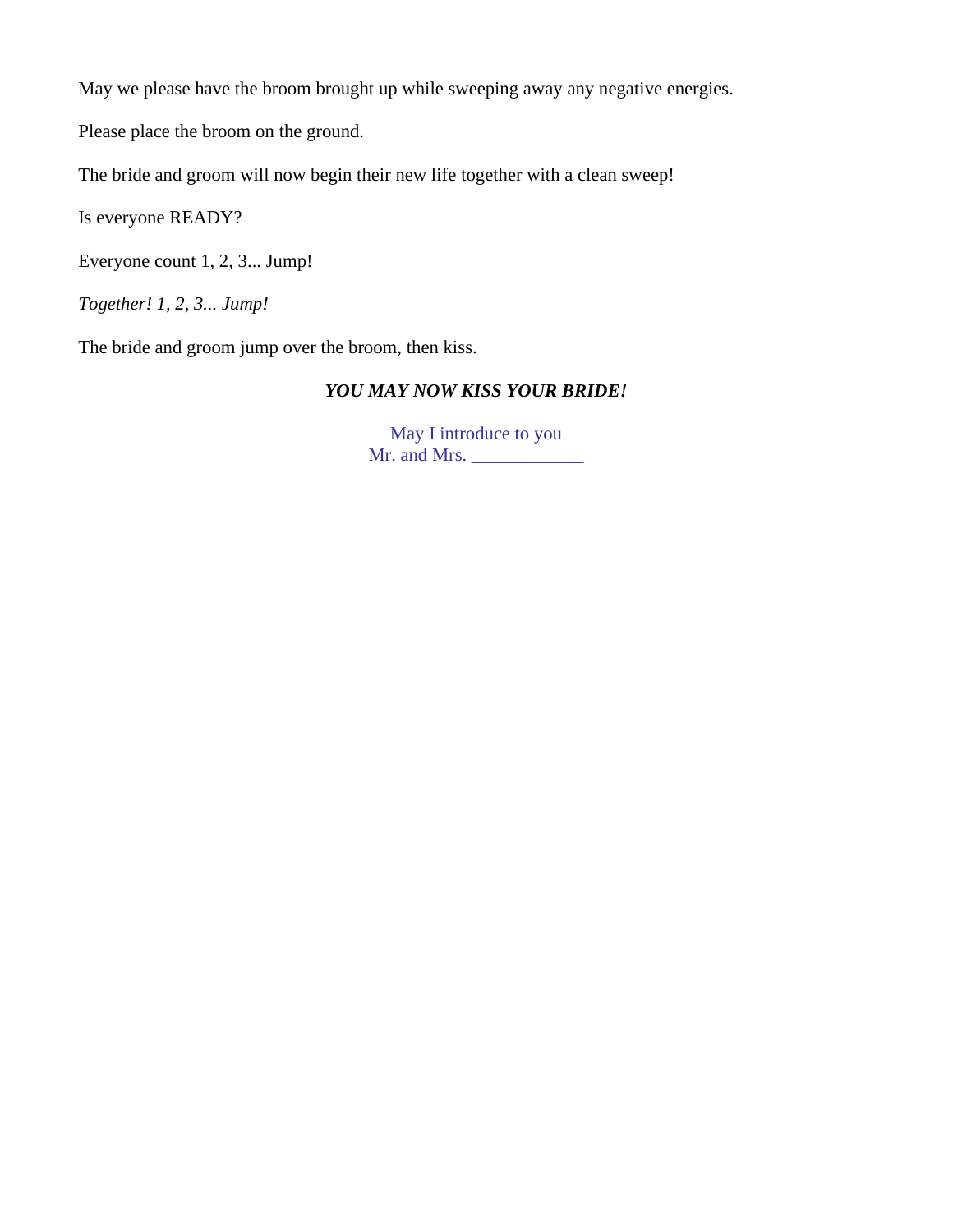May we please have the broom brought up while sweeping away any negative energies.

Please place the broom on the ground.

The bride and groom will now begin their new life together with a clean sweep!

Is everyone READY?

Everyone count 1, 2, 3... Jump!

*Together! 1, 2, 3... Jump!*

The bride and groom jump over the broom, then kiss.

***YOU MAY NOW KISS YOUR BRIDE!***

May I introduce to you
Mr. and Mrs. ____________